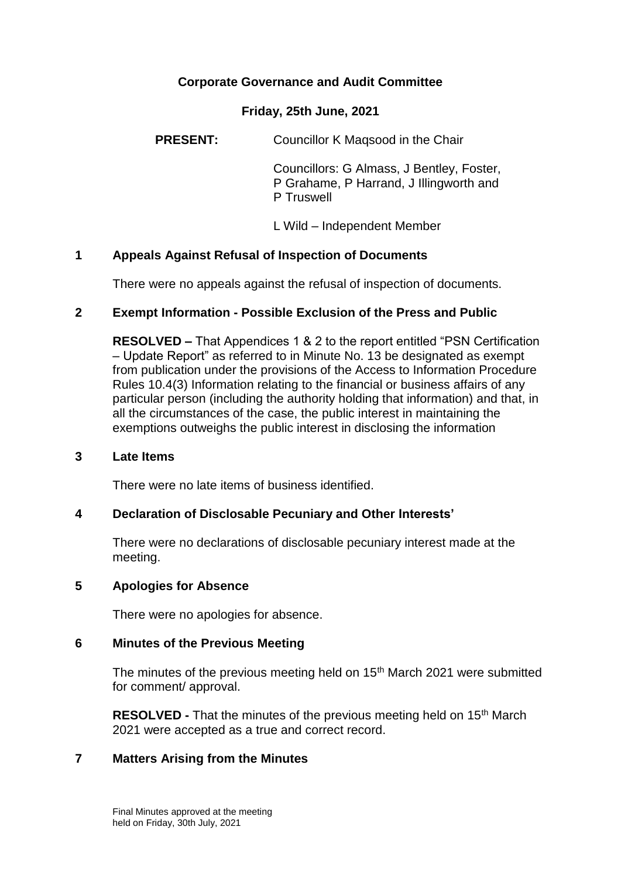# Corporate Governance and Audit Committee

## Friday, 25th June, 2021

**PRESENT:** Councillor K Maqsood in the Chair

Councillors: G Almass, J Bentley, Foster, P Grahame, P Harrand, J Illingworth and P Truswell

L Wild – Independent Member

### 1 Appeals Against Refusal of Inspection of Documents

There were no appeals against the refusal of inspection of documents.

### 2 Exempt Information - Possible Exclusion of the Press and Public

**RESOLVED –** That Appendices 1 & 2 to the report entitled "PSN Certification – Update Report" as referred to in Minute No. 13 be designated as exempt from publication under the provisions of the Access to Information Procedure Rules 10.4(3) Information relating to the financial or business affairs of any particular person (including the authority holding that information) and that, in all the circumstances of the case, the public interest in maintaining the exemptions outweighs the public interest in disclosing the information

### 3 Late Items

There were no late items of business identified.

### 4 Declaration of Disclosable Pecuniary and Other Interests'

There were no declarations of disclosable pecuniary interest made at the meeting.

### 5 Apologies for Absence

There were no apologies for absence.

### 6 Minutes of the Previous Meeting

The minutes of the previous meeting held on 15th March 2021 were submitted for comment/ approval.

**RESOLVED -** That the minutes of the previous meeting held on 15th March 2021 were accepted as a true and correct record.

### 7 Matters Arising from the Minutes

Final Minutes approved at the meeting held on Friday, 30th July, 2021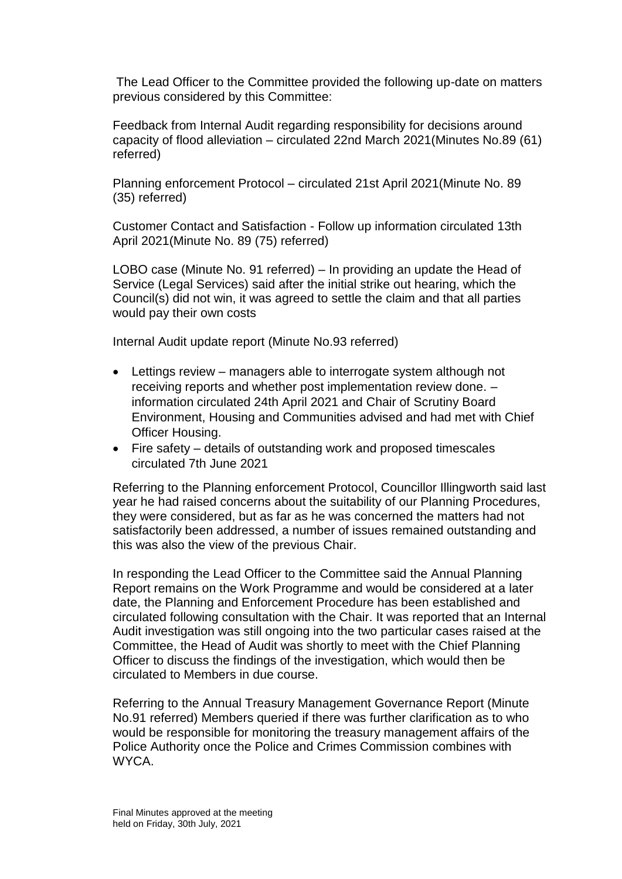The Lead Officer to the Committee provided the following up-date on matters previous considered by this Committee:

Feedback from Internal Audit regarding responsibility for decisions around capacity of flood alleviation – circulated 22nd March 2021(Minutes No.89 (61) referred)

Planning enforcement Protocol – circulated 21st April 2021(Minute No. 89 (35) referred)

Customer Contact and Satisfaction - Follow up information circulated 13th April 2021(Minute No. 89 (75) referred)

LOBO case (Minute No. 91 referred) – In providing an update the Head of Service (Legal Services) said after the initial strike out hearing, which the Council(s) did not win, it was agreed to settle the claim and that all parties would pay their own costs

Internal Audit update report (Minute No.93 referred)

- Lettings review – managers able to interrogate system although not receiving reports and whether post implementation review done. – information circulated 24th April 2021 and Chair of Scrutiny Board Environment, Housing and Communities advised and had met with Chief Officer Housing.
- Fire safety – details of outstanding work and proposed timescales circulated 7th June 2021

Referring to the Planning enforcement Protocol, Councillor Illingworth said last year he had raised concerns about the suitability of our Planning Procedures, they were considered, but as far as he was concerned the matters had not satisfactorily been addressed, a number of issues remained outstanding and this was also the view of the previous Chair.

In responding the Lead Officer to the Committee said the Annual Planning Report remains on the Work Programme and would be considered at a later date, the Planning and Enforcement Procedure has been established and circulated following consultation with the Chair. It was reported that an Internal Audit investigation was still ongoing into the two particular cases raised at the Committee, the Head of Audit was shortly to meet with the Chief Planning Officer to discuss the findings of the investigation, which would then be circulated to Members in due course.

Referring to the Annual Treasury Management Governance Report (Minute No.91 referred) Members queried if there was further clarification as to who would be responsible for monitoring the treasury management affairs of the Police Authority once the Police and Crimes Commission combines with WYCA.

Final Minutes approved at the meeting held on Friday, 30th July, 2021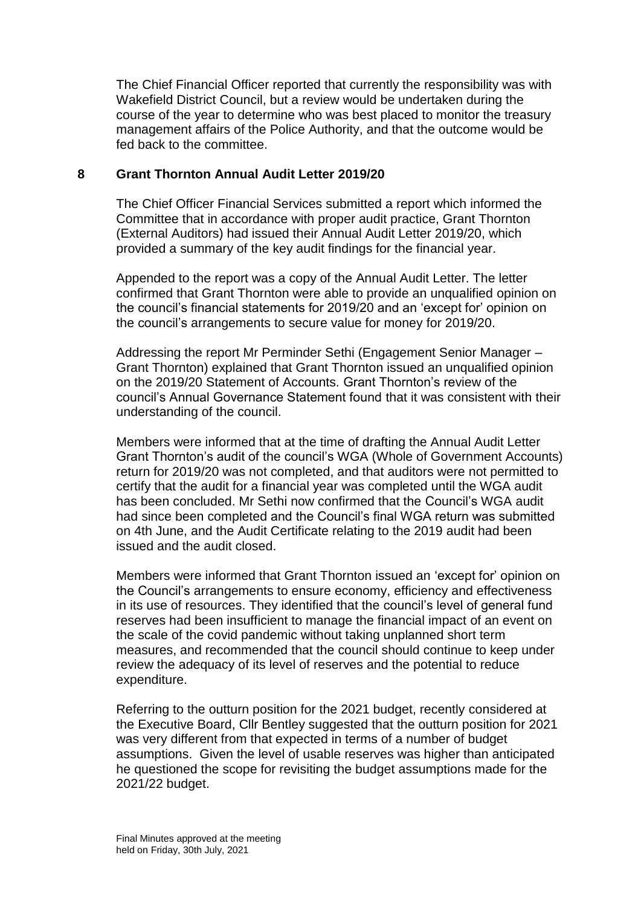The Chief Financial Officer reported that currently the responsibility was with Wakefield District Council, but a review would be undertaken during the course of the year to determine who was best placed to monitor the treasury management affairs of the Police Authority, and that the outcome would be fed back to the committee.

## 8 Grant Thornton Annual Audit Letter 2019/20

The Chief Officer Financial Services submitted a report which informed the Committee that in accordance with proper audit practice, Grant Thornton (External Auditors) had issued their Annual Audit Letter 2019/20, which provided a summary of the key audit findings for the financial year.

Appended to the report was a copy of the Annual Audit Letter. The letter confirmed that Grant Thornton were able to provide an unqualified opinion on the council's financial statements for 2019/20 and an 'except for' opinion on the council's arrangements to secure value for money for 2019/20.

Addressing the report Mr Perminder Sethi (Engagement Senior Manager – Grant Thornton) explained that Grant Thornton issued an unqualified opinion on the 2019/20 Statement of Accounts. Grant Thornton's review of the council's Annual Governance Statement found that it was consistent with their understanding of the council.

Members were informed that at the time of drafting the Annual Audit Letter Grant Thornton's audit of the council's WGA (Whole of Government Accounts) return for 2019/20 was not completed, and that auditors were not permitted to certify that the audit for a financial year was completed until the WGA audit has been concluded. Mr Sethi now confirmed that the Council's WGA audit had since been completed and the Council's final WGA return was submitted on 4th June, and the Audit Certificate relating to the 2019 audit had been issued and the audit closed.

Members were informed that Grant Thornton issued an 'except for' opinion on the Council's arrangements to ensure economy, efficiency and effectiveness in its use of resources. They identified that the council's level of general fund reserves had been insufficient to manage the financial impact of an event on the scale of the covid pandemic without taking unplanned short term measures, and recommended that the council should continue to keep under review the adequacy of its level of reserves and the potential to reduce expenditure.

Referring to the outturn position for the 2021 budget, recently considered at the Executive Board, Cllr Bentley suggested that the outturn position for 2021 was very different from that expected in terms of a number of budget assumptions. Given the level of usable reserves was higher than anticipated he questioned the scope for revisiting the budget assumptions made for the 2021/22 budget.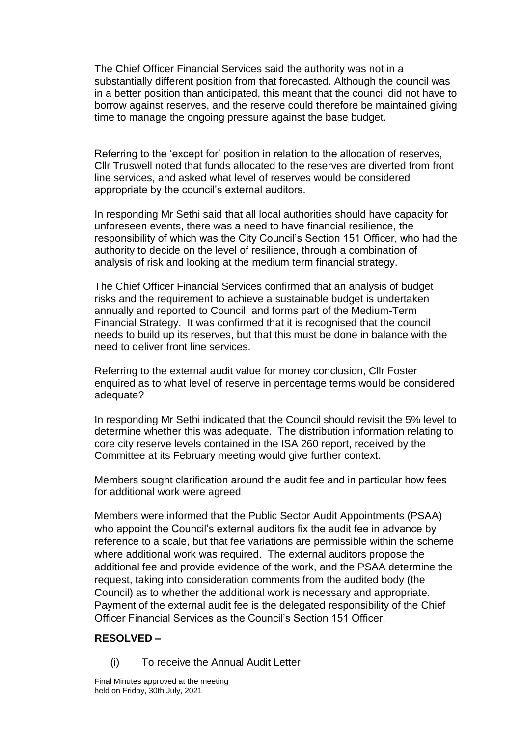The Chief Officer Financial Services said the authority was not in a substantially different position from that forecasted. Although the council was in a better position than anticipated, this meant that the council did not have to borrow against reserves, and the reserve could therefore be maintained giving time to manage the ongoing pressure against the base budget.

Referring to the 'except for' position in relation to the allocation of reserves, Cllr Truswell noted that funds allocated to the reserves are diverted from front line services, and asked what level of reserves would be considered appropriate by the council's external auditors.

In responding Mr Sethi said that all local authorities should have capacity for unforeseen events, there was a need to have financial resilience, the responsibility of which was the City Council's Section 151 Officer, who had the authority to decide on the level of resilience, through a combination of analysis of risk and looking at the medium term financial strategy.

The Chief Officer Financial Services confirmed that an analysis of budget risks and the requirement to achieve a sustainable budget is undertaken annually and reported to Council, and forms part of the Medium-Term Financial Strategy. It was confirmed that it is recognised that the council needs to build up its reserves, but that this must be done in balance with the need to deliver front line services.

Referring to the external audit value for money conclusion, Cllr Foster enquired as to what level of reserve in percentage terms would be considered adequate?

In responding Mr Sethi indicated that the Council should revisit the 5% level to determine whether this was adequate. The distribution information relating to core city reserve levels contained in the ISA 260 report, received by the Committee at its February meeting would give further context.

Members sought clarification around the audit fee and in particular how fees for additional work were agreed

Members were informed that the Public Sector Audit Appointments (PSAA) who appoint the Council's external auditors fix the audit fee in advance by reference to a scale, but that fee variations are permissible within the scheme where additional work was required. The external auditors propose the additional fee and provide evidence of the work, and the PSAA determine the request, taking into consideration comments from the audited body (the Council) as to whether the additional work is necessary and appropriate. Payment of the external audit fee is the delegated responsibility of the Chief Officer Financial Services as the Council's Section 151 Officer.

**RESOLVED –**

(i) To receive the Annual Audit Letter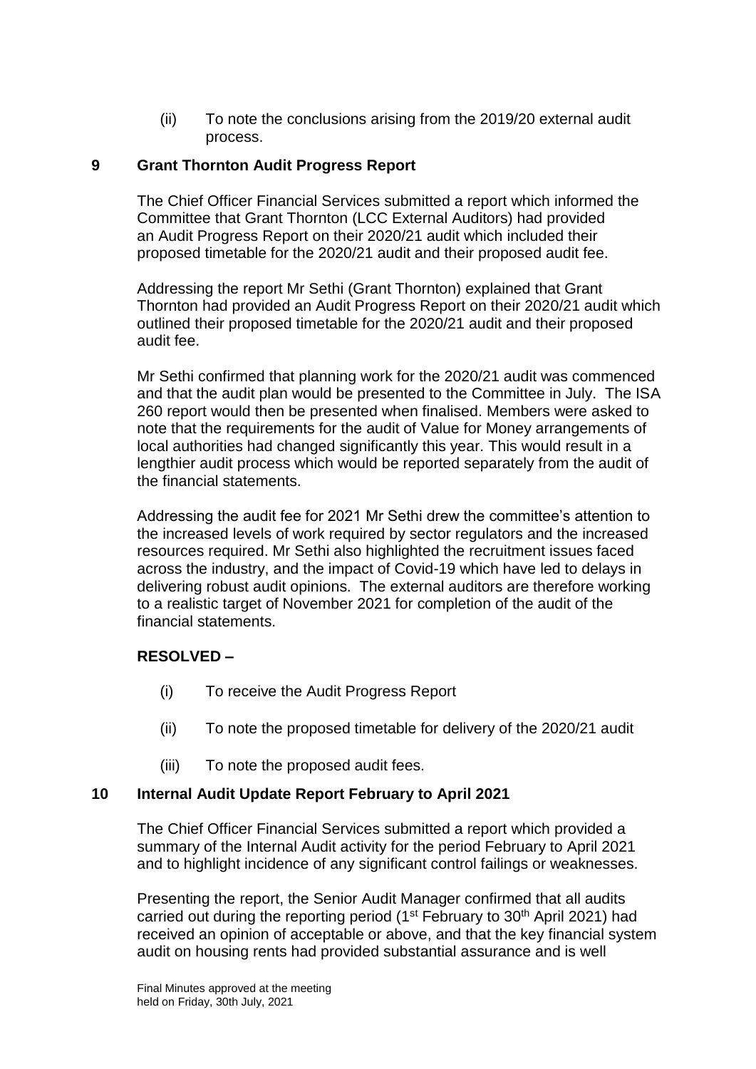(ii) To note the conclusions arising from the 2019/20 external audit process.

## 9 Grant Thornton Audit Progress Report

The Chief Officer Financial Services submitted a report which informed the Committee that Grant Thornton (LCC External Auditors) had provided an Audit Progress Report on their 2020/21 audit which included their proposed timetable for the 2020/21 audit and their proposed audit fee.

Addressing the report Mr Sethi (Grant Thornton) explained that Grant Thornton had provided an Audit Progress Report on their 2020/21 audit which outlined their proposed timetable for the 2020/21 audit and their proposed audit fee.

Mr Sethi confirmed that planning work for the 2020/21 audit was commenced and that the audit plan would be presented to the Committee in July. The ISA 260 report would then be presented when finalised. Members were asked to note that the requirements for the audit of Value for Money arrangements of local authorities had changed significantly this year. This would result in a lengthier audit process which would be reported separately from the audit of the financial statements.

Addressing the audit fee for 2021 Mr Sethi drew the committee's attention to the increased levels of work required by sector regulators and the increased resources required. Mr Sethi also highlighted the recruitment issues faced across the industry, and the impact of Covid-19 which have led to delays in delivering robust audit opinions. The external auditors are therefore working to a realistic target of November 2021 for completion of the audit of the financial statements.

**RESOLVED –**

(i) To receive the Audit Progress Report

(ii) To note the proposed timetable for delivery of the 2020/21 audit

(iii) To note the proposed audit fees.

## 10 Internal Audit Update Report February to April 2021

The Chief Officer Financial Services submitted a report which provided a summary of the Internal Audit activity for the period February to April 2021 and to highlight incidence of any significant control failings or weaknesses.

Presenting the report, the Senior Audit Manager confirmed that all audits carried out during the reporting period (1st February to 30th April 2021) had received an opinion of acceptable or above, and that the key financial system audit on housing rents had provided substantial assurance and is well

Final Minutes approved at the meeting held on Friday, 30th July, 2021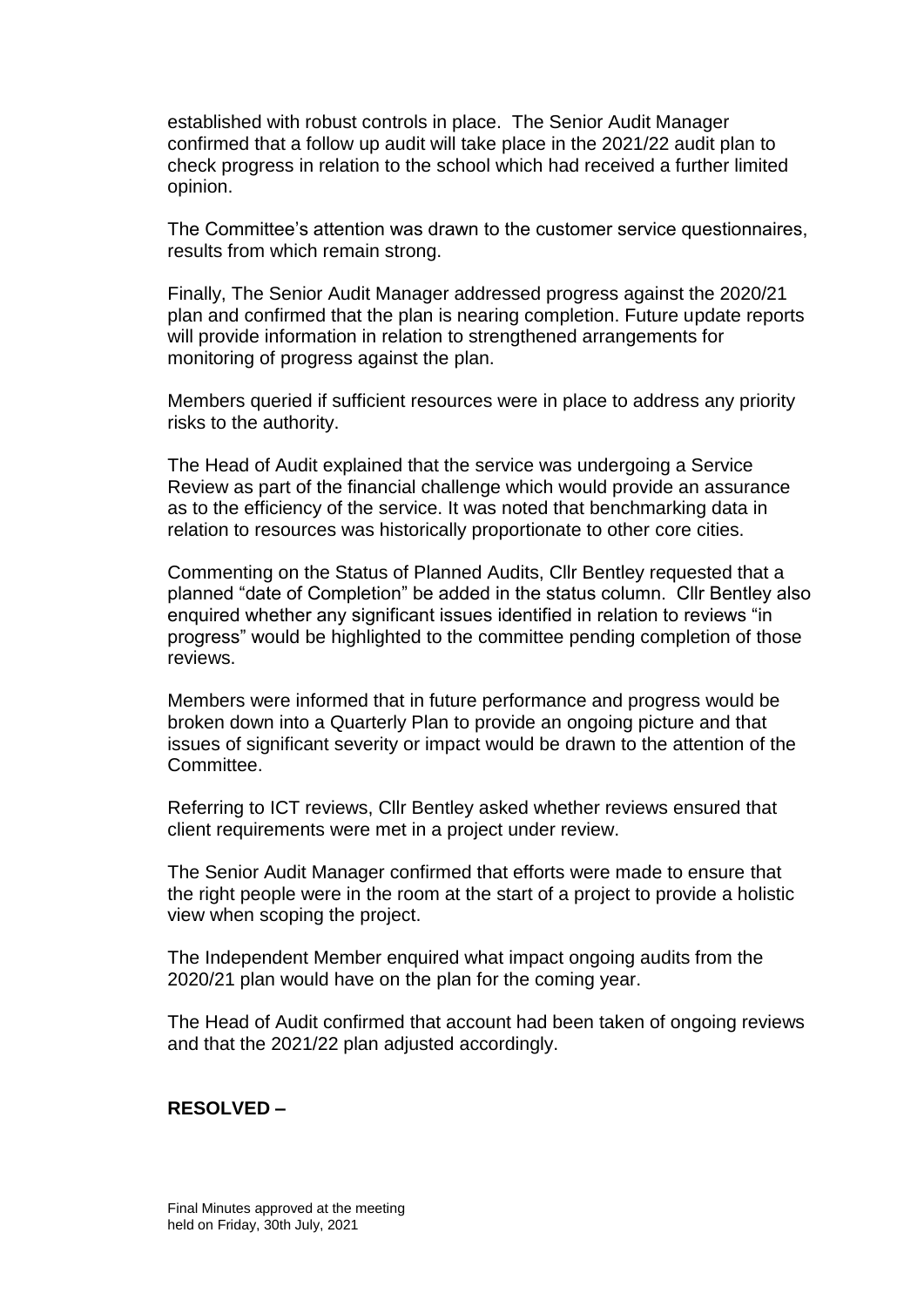established with robust controls in place. The Senior Audit Manager confirmed that a follow up audit will take place in the 2021/22 audit plan to check progress in relation to the school which had received a further limited opinion.

The Committee's attention was drawn to the customer service questionnaires, results from which remain strong.

Finally, The Senior Audit Manager addressed progress against the 2020/21 plan and confirmed that the plan is nearing completion. Future update reports will provide information in relation to strengthened arrangements for monitoring of progress against the plan.

Members queried if sufficient resources were in place to address any priority risks to the authority.

The Head of Audit explained that the service was undergoing a Service Review as part of the financial challenge which would provide an assurance as to the efficiency of the service. It was noted that benchmarking data in relation to resources was historically proportionate to other core cities.

Commenting on the Status of Planned Audits, Cllr Bentley requested that a planned "date of Completion" be added in the status column. Cllr Bentley also enquired whether any significant issues identified in relation to reviews "in progress" would be highlighted to the committee pending completion of those reviews.

Members were informed that in future performance and progress would be broken down into a Quarterly Plan to provide an ongoing picture and that issues of significant severity or impact would be drawn to the attention of the Committee.

Referring to ICT reviews, Cllr Bentley asked whether reviews ensured that client requirements were met in a project under review.

The Senior Audit Manager confirmed that efforts were made to ensure that the right people were in the room at the start of a project to provide a holistic view when scoping the project.

The Independent Member enquired what impact ongoing audits from the 2020/21 plan would have on the plan for the coming year.

The Head of Audit confirmed that account had been taken of ongoing reviews and that the 2021/22 plan adjusted accordingly.

**RESOLVED –**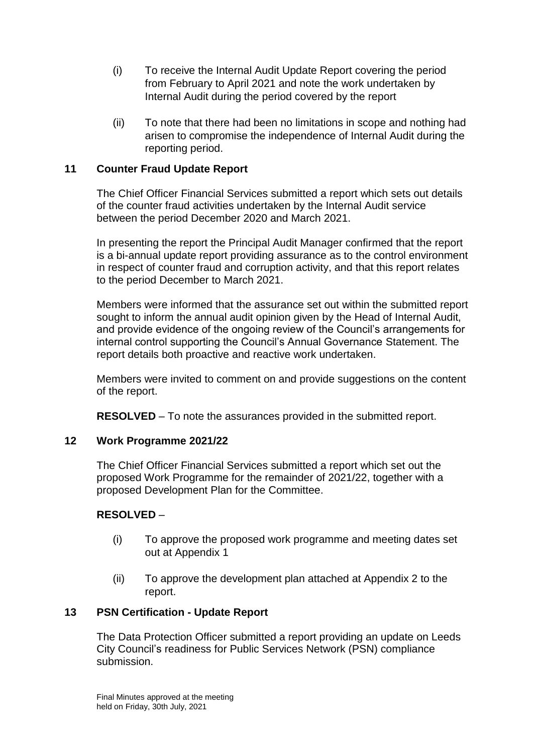(i) To receive the Internal Audit Update Report covering the period from February to April 2021 and note the work undertaken by Internal Audit during the period covered by the report

(ii) To note that there had been no limitations in scope and nothing had arisen to compromise the independence of Internal Audit during the reporting period.

## 11 Counter Fraud Update Report

The Chief Officer Financial Services submitted a report which sets out details of the counter fraud activities undertaken by the Internal Audit service between the period December 2020 and March 2021.

In presenting the report the Principal Audit Manager confirmed that the report is a bi-annual update report providing assurance as to the control environment in respect of counter fraud and corruption activity, and that this report relates to the period December to March 2021.

Members were informed that the assurance set out within the submitted report sought to inform the annual audit opinion given by the Head of Internal Audit, and provide evidence of the ongoing review of the Council's arrangements for internal control supporting the Council's Annual Governance Statement. The report details both proactive and reactive work undertaken.

Members were invited to comment on and provide suggestions on the content of the report.

**RESOLVED** – To note the assurances provided in the submitted report.

## 12 Work Programme 2021/22

The Chief Officer Financial Services submitted a report which set out the proposed Work Programme for the remainder of 2021/22, together with a proposed Development Plan for the Committee.

**RESOLVED** –

(i) To approve the proposed work programme and meeting dates set out at Appendix 1

(ii) To approve the development plan attached at Appendix 2 to the report.

## 13 PSN Certification - Update Report

The Data Protection Officer submitted a report providing an update on Leeds City Council's readiness for Public Services Network (PSN) compliance submission.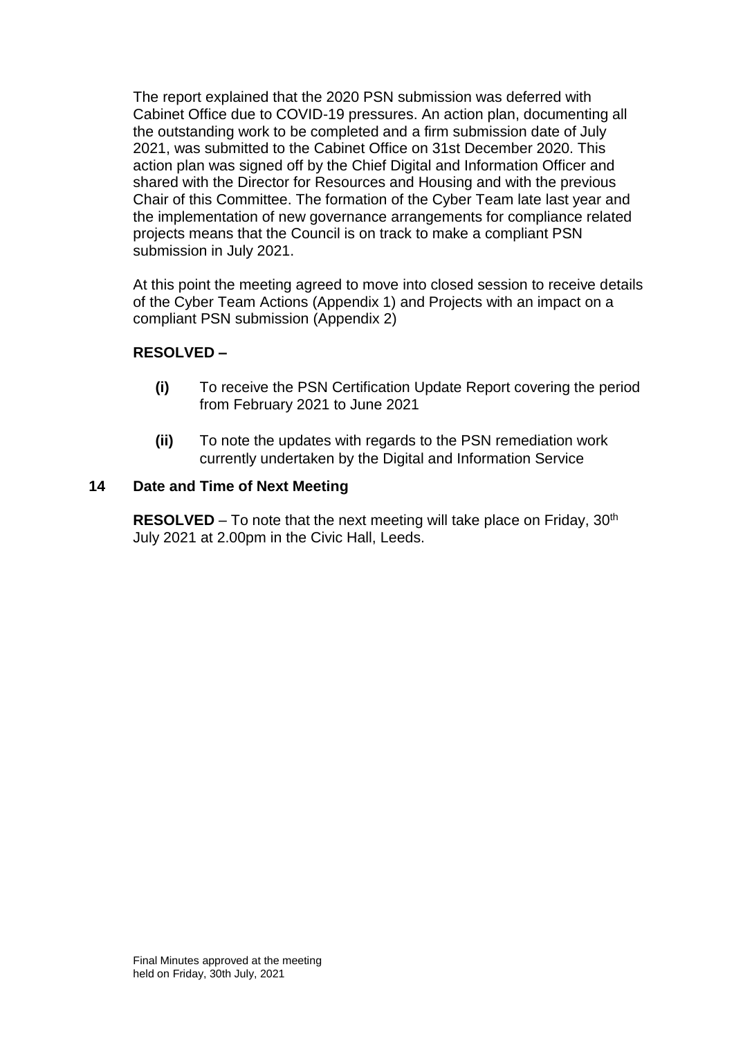The report explained that the 2020 PSN submission was deferred with Cabinet Office due to COVID-19 pressures. An action plan, documenting all the outstanding work to be completed and a firm submission date of July 2021, was submitted to the Cabinet Office on 31st December 2020. This action plan was signed off by the Chief Digital and Information Officer and shared with the Director for Resources and Housing and with the previous Chair of this Committee. The formation of the Cyber Team late last year and the implementation of new governance arrangements for compliance related projects means that the Council is on track to make a compliant PSN submission in July 2021.

At this point the meeting agreed to move into closed session to receive details of the Cyber Team Actions (Appendix 1) and Projects with an impact on a compliant PSN submission (Appendix 2)

**RESOLVED –**

- **(i)** To receive the PSN Certification Update Report covering the period from February 2021 to June 2021
- **(ii)** To note the updates with regards to the PSN remediation work currently undertaken by the Digital and Information Service

## 14 Date and Time of Next Meeting

**RESOLVED** – To note that the next meeting will take place on Friday, 30th July 2021 at 2.00pm in the Civic Hall, Leeds.

Final Minutes approved at the meeting held on Friday, 30th July, 2021